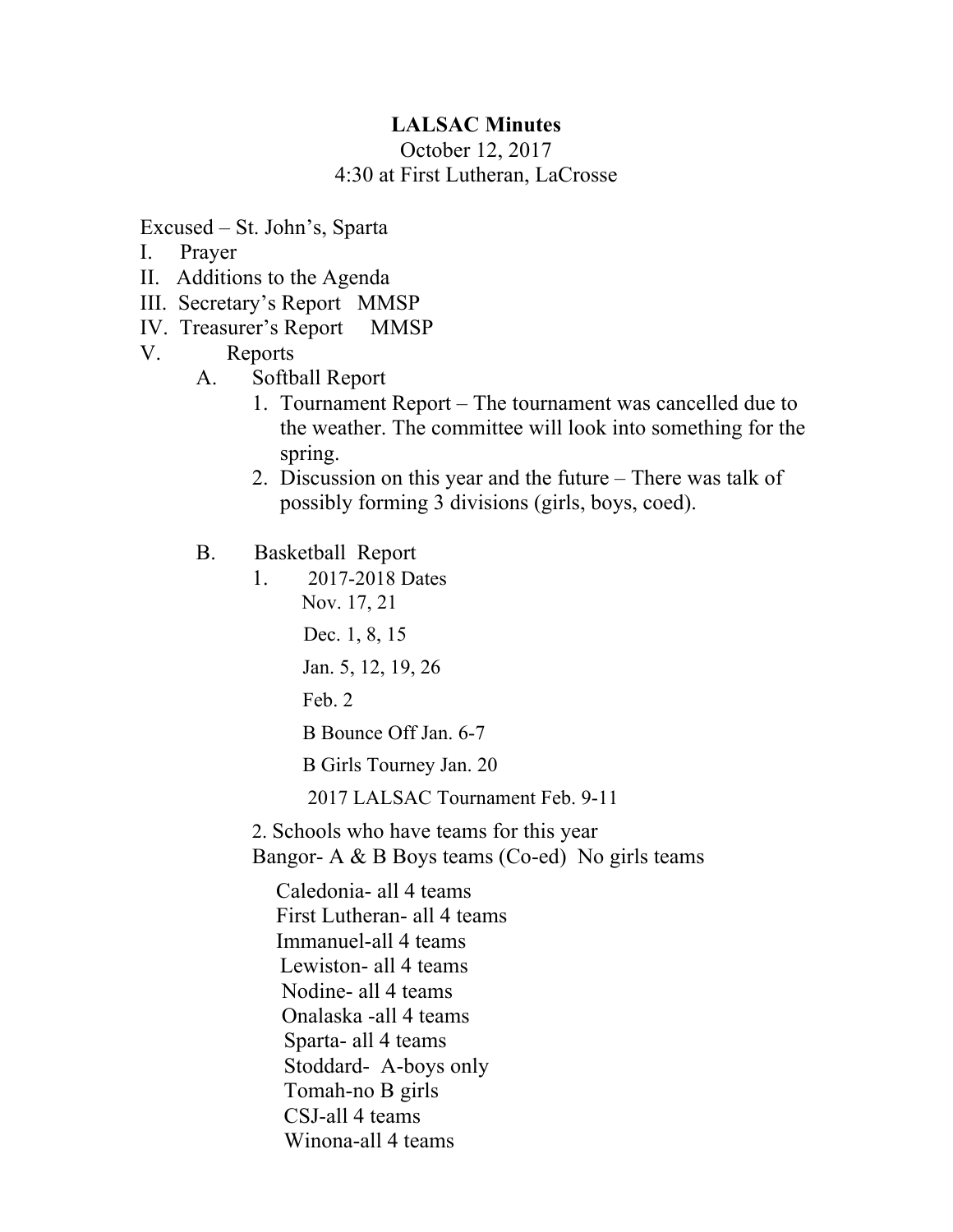# LALSAC Minutes

October 12, 2017
4:30 at First Lutheran, LaCrosse

Excused – St. John's, Sparta

I. Prayer
II. Additions to the Agenda
III. Secretary's Report MMSP
IV. Treasurer's Report MMSP
V. Reports
   A. Softball Report
      1. Tournament Report – The tournament was cancelled due to the weather. The committee will look into something for the spring.
      2. Discussion on this year and the future – There was talk of possibly forming 3 divisions (girls, boys, coed).

   B. Basketball Report
      1. 2017-2018 Dates

         Nov. 17, 21

         Dec. 1, 8, 15

         Jan. 5, 12, 19, 26

         Feb. 2

         B Bounce Off Jan. 6-7

         B Girls Tourney Jan. 20

         2017 LALSAC Tournament Feb. 9-11

      2. Schools who have teams for this year

         Bangor- A & B Boys teams (Co-ed) No girls teams

         Caledonia- all 4 teams
         First Lutheran- all 4 teams
         Immanuel-all 4 teams
         Lewiston- all 4 teams
         Nodine- all 4 teams
         Onalaska -all 4 teams
         Sparta- all 4 teams
         Stoddard- A-boys only
         Tomah-no B girls
         CSJ-all 4 teams
         Winona-all 4 teams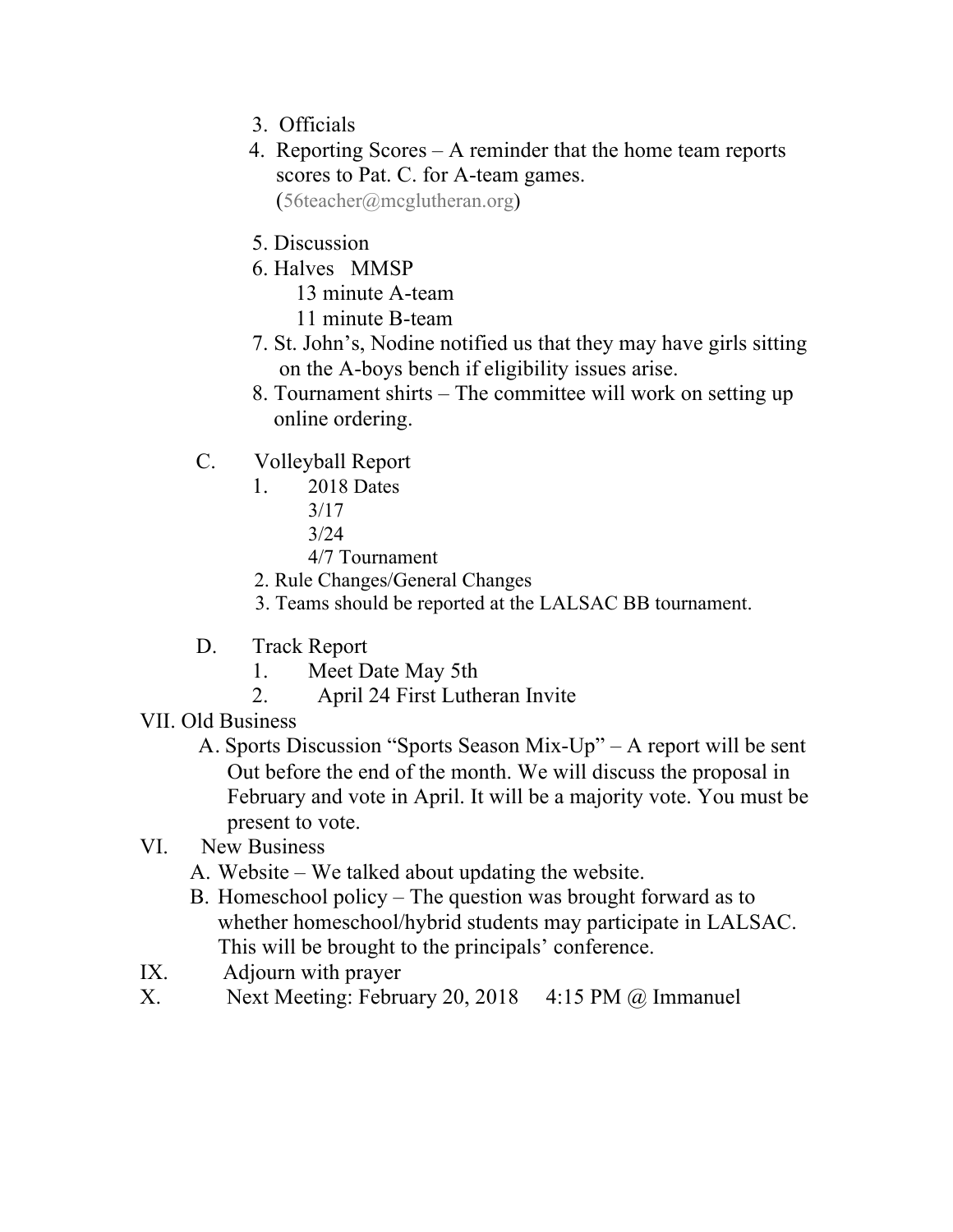3. Officials
4. Reporting Scores – A reminder that the home team reports scores to Pat. C. for A-team games. (56teacher@mcglutheran.org)

5. Discussion
6. Halves MMSP
   13 minute A-team
   11 minute B-team
7. St. John's, Nodine notified us that they may have girls sitting on the A-boys bench if eligibility issues arise.
8. Tournament shirts – The committee will work on setting up online ordering.

C. Volleyball Report
   1. 2018 Dates
      3/17
      3/24
      4/7 Tournament
   2. Rule Changes/General Changes
   3. Teams should be reported at the LALSAC BB tournament.

D. Track Report
   1. Meet Date May 5th
   2. April 24 First Lutheran Invite

VII. Old Business
   A. Sports Discussion "Sports Season Mix-Up" – A report will be sent Out before the end of the month. We will discuss the proposal in February and vote in April. It will be a majority vote. You must be present to vote.

VI. New Business
   A. Website – We talked about updating the website.
   B. Homeschool policy – The question was brought forward as to whether homeschool/hybrid students may participate in LALSAC. This will be brought to the principals' conference.

IX. Adjourn with prayer

X. Next Meeting: February 20, 2018 4:15 PM @ Immanuel